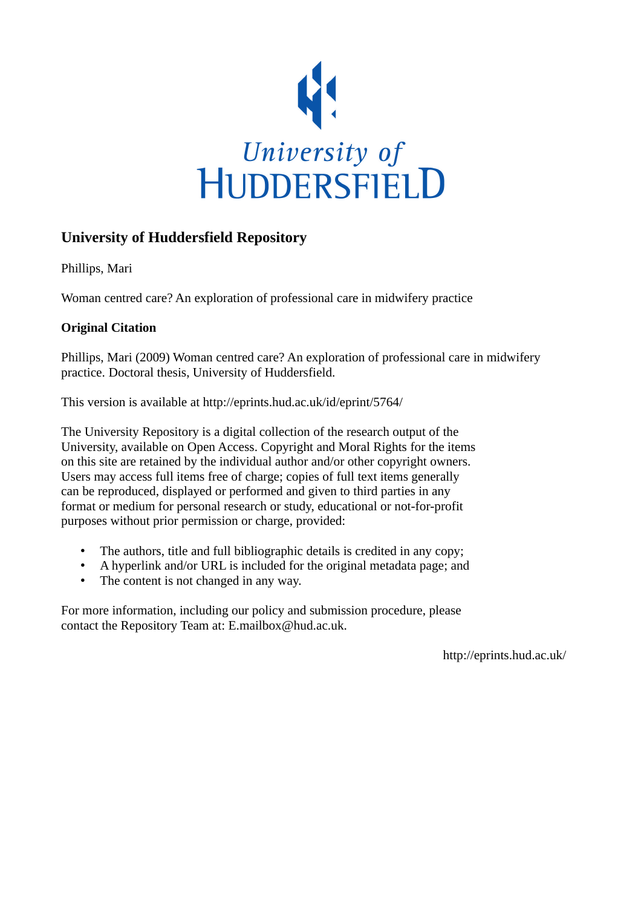University of HUDDERSFIELD

## University of Huddersfield Repository

Phillips, Mari

Woman centred care? An exploration of professional care in midwifery practice

### Original Citation

Phillips, Mari (2009) Woman centred care? An exploration of professional care in midwifery practice. Doctoral thesis, University of Huddersfield.

This version is available at http://eprints.hud.ac.uk/id/eprint/5764/

The University Repository is a digital collection of the research output of the University, available on Open Access. Copyright and Moral Rights for the items on this site are retained by the individual author and/or other copyright owners. Users may access full items free of charge; copies of full text items generally can be reproduced, displayed or performed and given to third parties in any format or medium for personal research or study, educational or not-for-profit purposes without prior permission or charge, provided:

- The authors, title and full bibliographic details is credited in any copy;
- A hyperlink and/or URL is included for the original metadata page; and
- The content is not changed in any way.

For more information, including our policy and submission procedure, please contact the Repository Team at: E.mailbox@hud.ac.uk.

http://eprints.hud.ac.uk/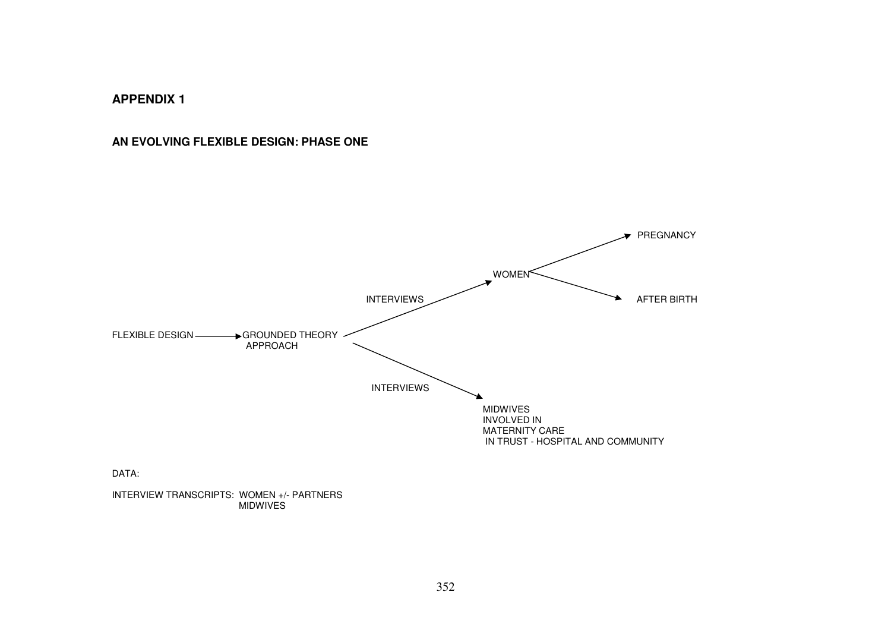## APPENDIX 1

### AN EVOLVING FLEXIBLE DESIGN: PHASE ONE

FLEXIBLE DESIGN → GROUNDED THEORY APPROACH

- INTERVIEWS → WOMEN
  - → PREGNANCY
  - → AFTER BIRTH
- INTERVIEWS → MIDWIVES INVOLVED IN MATERNITY CARE IN TRUST - HOSPITAL AND COMMUNITY

DATA:

INTERVIEW TRANSCRIPTS: WOMEN +/- PARTNERS
MIDWIVES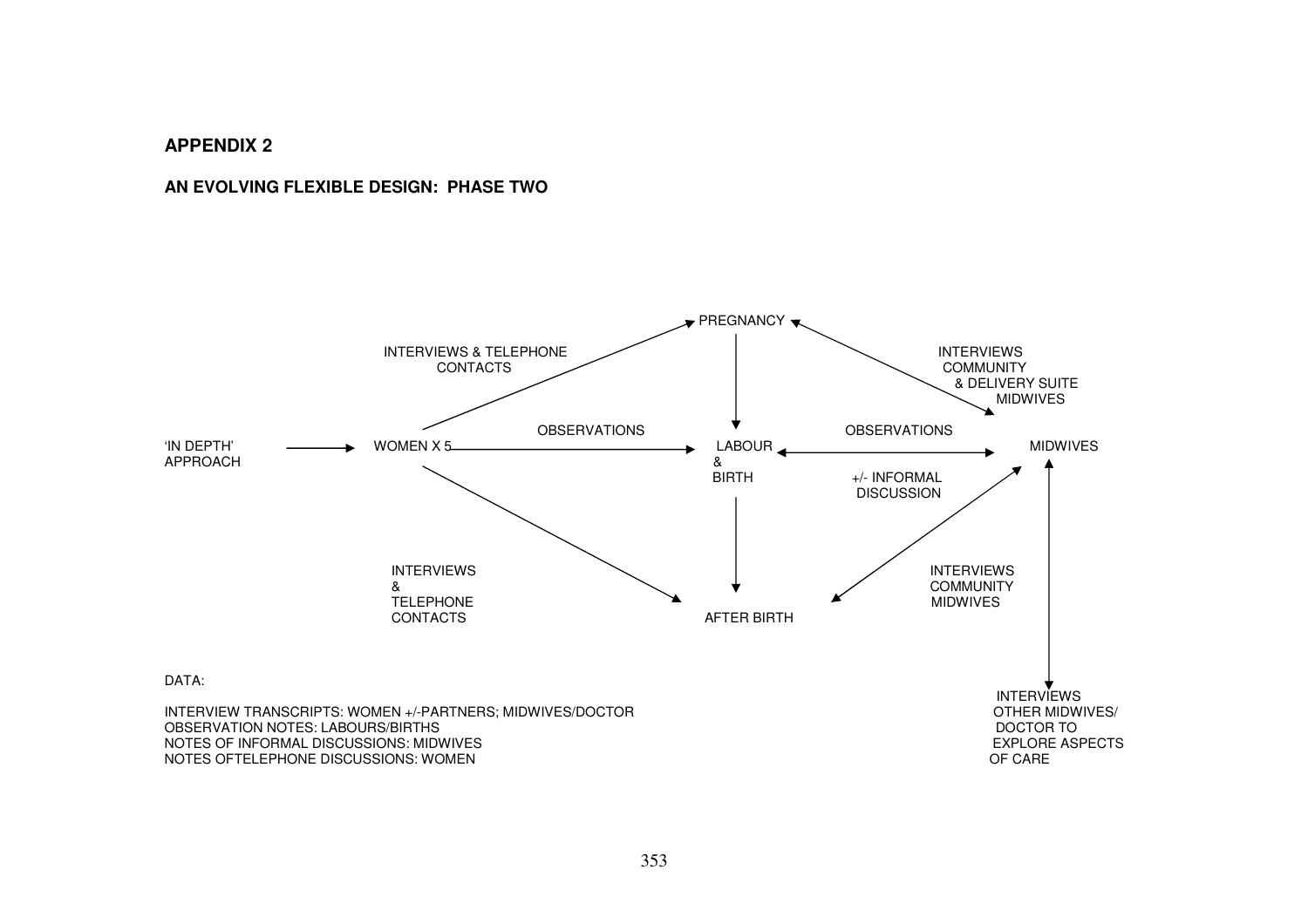## APPENDIX 2

### AN EVOLVING FLEXIBLE DESIGN: PHASE TWO

'IN DEPTH' APPROACH → WOMEN X 5

WOMEN X 5 → PREGNANCY: INTERVIEWS & TELEPHONE CONTACTS

WOMEN X 5 → LABOUR & BIRTH: OBSERVATIONS

WOMEN X 5 → AFTER BIRTH: INTERVIEWS & TELEPHONE CONTACTS

PREGNANCY → LABOUR & BIRTH → AFTER BIRTH

PREGNANCY ↔ MIDWIVES: INTERVIEWS COMMUNITY & DELIVERY SUITE MIDWIVES

LABOUR & BIRTH ↔ MIDWIVES: OBSERVATIONS +/- INFORMAL DISCUSSION

AFTER BIRTH ↔ MIDWIVES: INTERVIEWS COMMUNITY MIDWIVES

MIDWIVES ↔ INTERVIEWS OTHER MIDWIVES/ DOCTOR TO EXPLORE ASPECTS OF CARE

DATA:

INTERVIEW TRANSCRIPTS: WOMEN +/-PARTNERS; MIDWIVES/DOCTOR
OBSERVATION NOTES: LABOURS/BIRTHS
NOTES OF INFORMAL DISCUSSIONS: MIDWIVES
NOTES OFTELEPHONE DISCUSSIONS: WOMEN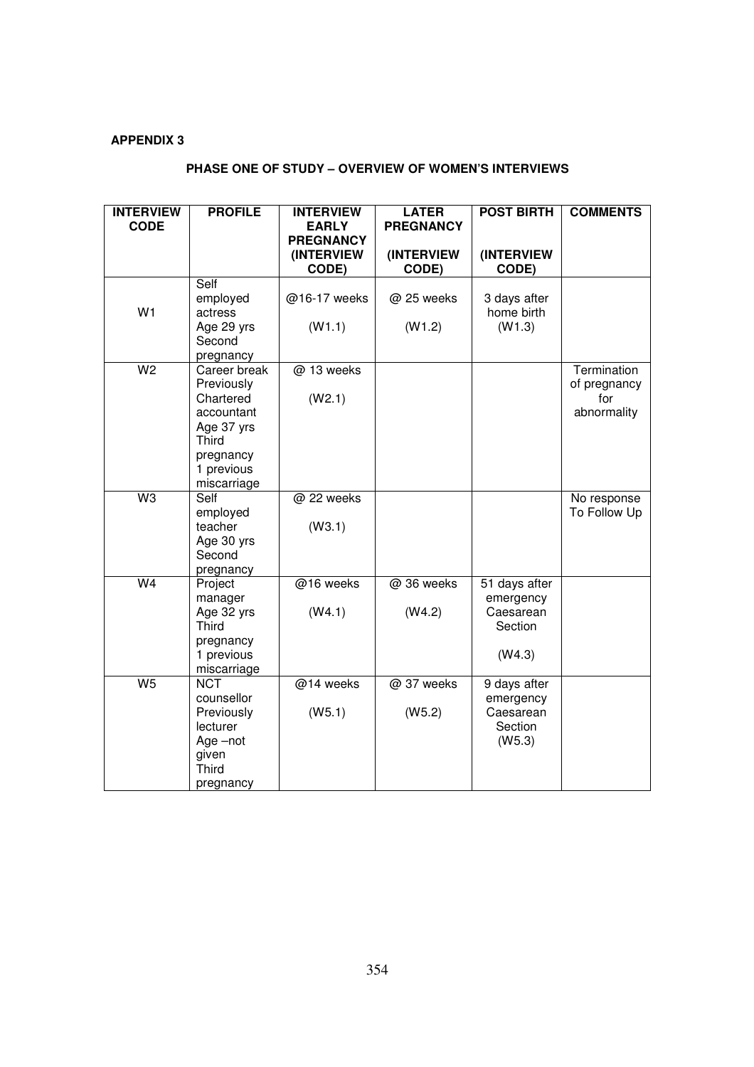**APPENDIX 3**

**PHASE ONE OF STUDY – OVERVIEW OF WOMEN'S INTERVIEWS**

| INTERVIEW CODE | PROFILE | INTERVIEW EARLY PREGNANCY (INTERVIEW CODE) | LATER PREGNANCY (INTERVIEW CODE) | POST BIRTH (INTERVIEW CODE) | COMMENTS |
|---|---|---|---|---|---|
| W1 | Self employed actress Age 29 yrs Second pregnancy | @16-17 weeks (W1.1) | @ 25 weeks (W1.2) | 3 days after home birth (W1.3) | |
| W2 | Career break Previously Chartered accountant Age 37 yrs Third pregnancy 1 previous miscarriage | @ 13 weeks (W2.1) | | | Termination of pregnancy for abnormality |
| W3 | Self employed teacher Age 30 yrs Second pregnancy | @ 22 weeks (W3.1) | | | No response To Follow Up |
| W4 | Project manager Age 32 yrs Third pregnancy 1 previous miscarriage | @16 weeks (W4.1) | @ 36 weeks (W4.2) | 51 days after emergency Caesarean Section (W4.3) | |
| W5 | NCT counsellor Previously lecturer Age –not given Third pregnancy | @14 weeks (W5.1) | @ 37 weeks (W5.2) | 9 days after emergency Caesarean Section (W5.3) | |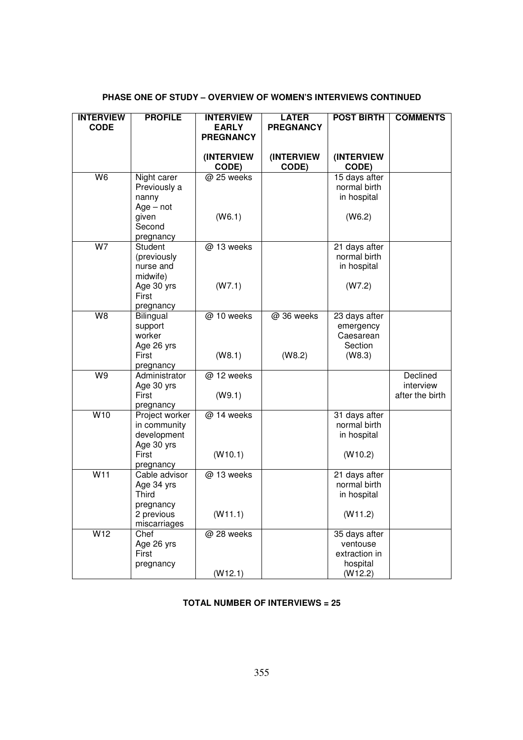**PHASE ONE OF STUDY – OVERVIEW OF WOMEN'S INTERVIEWS CONTINUED**

| INTERVIEW CODE | PROFILE | INTERVIEW EARLY PREGNANCY (INTERVIEW CODE) | LATER PREGNANCY (INTERVIEW CODE) | POST BIRTH (INTERVIEW CODE) | COMMENTS |
|---|---|---|---|---|---|
| W6 | Night carer Previously a nanny Age – not given Second pregnancy | @ 25 weeks (W6.1) | | 15 days after normal birth in hospital (W6.2) | |
| W7 | Student (previously nurse and midwife) Age 30 yrs First pregnancy | @ 13 weeks (W7.1) | | 21 days after normal birth in hospital (W7.2) | |
| W8 | Bilingual support worker Age 26 yrs First pregnancy | @ 10 weeks (W8.1) | @ 36 weeks (W8.2) | 23 days after emergency Caesarean Section (W8.3) | |
| W9 | Administrator Age 30 yrs First pregnancy | @ 12 weeks (W9.1) | | | Declined interview after the birth |
| W10 | Project worker in community development Age 30 yrs First pregnancy | @ 14 weeks (W10.1) | | 31 days after normal birth in hospital (W10.2) | |
| W11 | Cable advisor Age 34 yrs Third pregnancy 2 previous miscarriages | @ 13 weeks (W11.1) | | 21 days after normal birth in hospital (W11.2) | |
| W12 | Chef Age 26 yrs First pregnancy | @ 28 weeks (W12.1) | | 35 days after ventouse extraction in hospital (W12.2) | |

**TOTAL NUMBER OF INTERVIEWS = 25**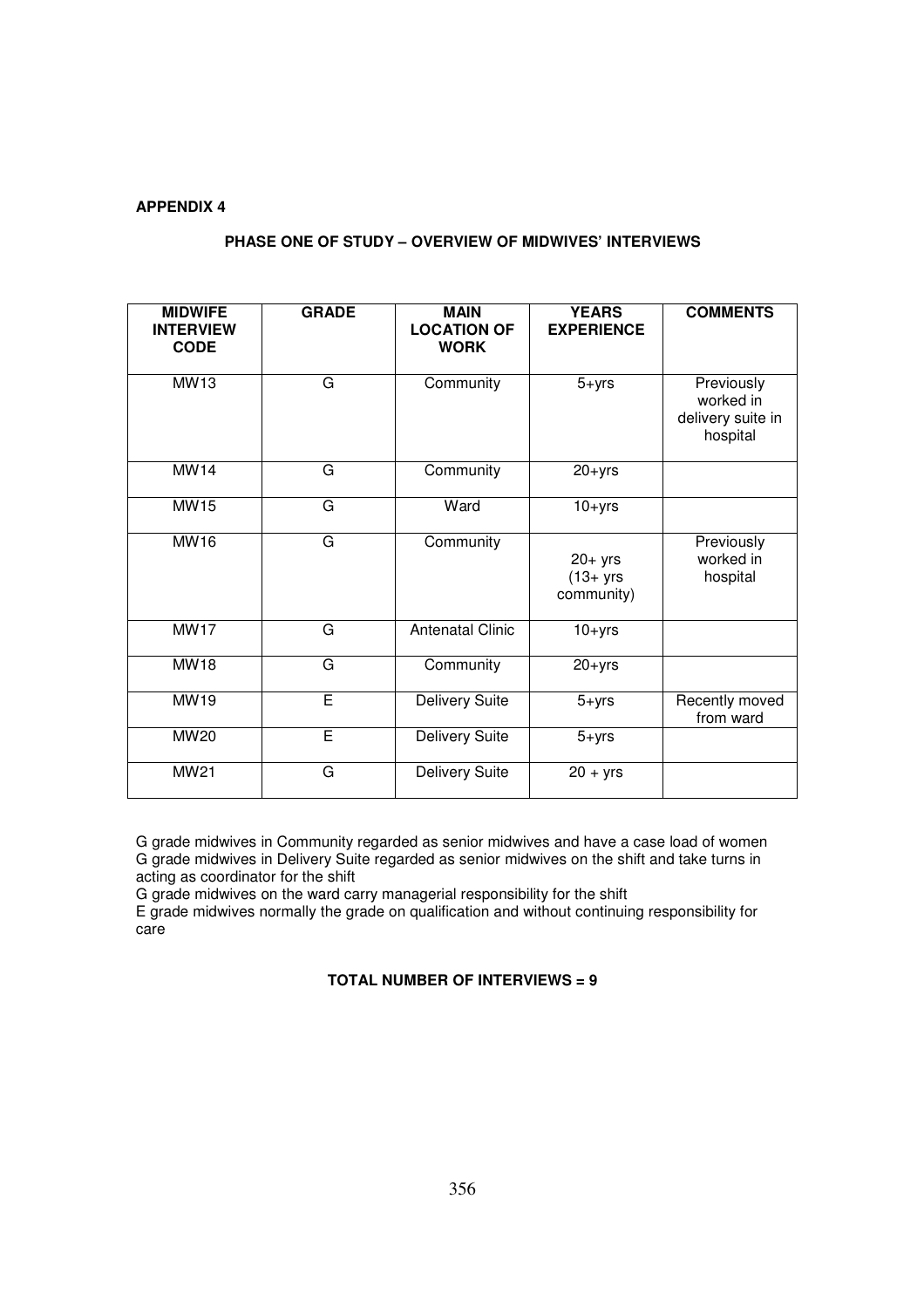**APPENDIX 4**

**PHASE ONE OF STUDY – OVERVIEW OF MIDWIVES' INTERVIEWS**

| MIDWIFE INTERVIEW CODE | GRADE | MAIN LOCATION OF WORK | YEARS EXPERIENCE | COMMENTS |
|---|---|---|---|---|
| MW13 | G | Community | 5+yrs | Previously worked in delivery suite in hospital |
| MW14 | G | Community | 20+yrs | |
| MW15 | G | Ward | 10+yrs | |
| MW16 | G | Community | 20+ yrs (13+ yrs community) | Previously worked in hospital |
| MW17 | G | Antenatal Clinic | 10+yrs | |
| MW18 | G | Community | 20+yrs | |
| MW19 | E | Delivery Suite | 5+yrs | Recently moved from ward |
| MW20 | E | Delivery Suite | 5+yrs | |
| MW21 | G | Delivery Suite | 20 + yrs | |

G grade midwives in Community regarded as senior midwives and have a case load of women
G grade midwives in Delivery Suite regarded as senior midwives on the shift and take turns in acting as coordinator for the shift
G grade midwives on the ward carry managerial responsibility for the shift
E grade midwives normally the grade on qualification and without continuing responsibility for care

**TOTAL NUMBER OF INTERVIEWS = 9**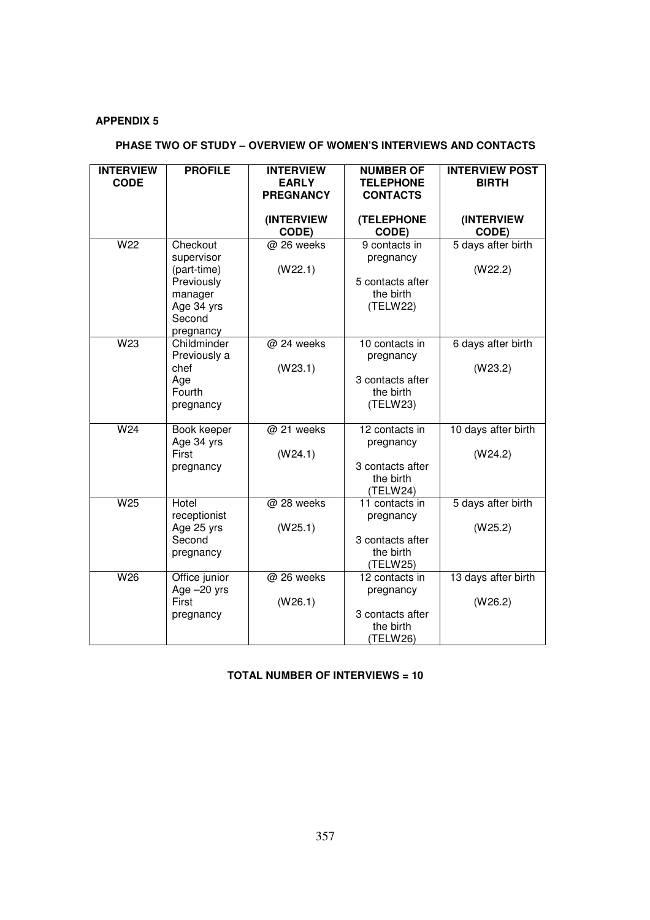**APPENDIX 5**

**PHASE TWO OF STUDY – OVERVIEW OF WOMEN'S INTERVIEWS AND CONTACTS**

| INTERVIEW CODE | PROFILE | INTERVIEW EARLY PREGNANCY (INTERVIEW CODE) | NUMBER OF TELEPHONE CONTACTS (TELEPHONE CODE) | INTERVIEW POST BIRTH (INTERVIEW CODE) |
|---|---|---|---|---|
| W22 | Checkout supervisor (part-time) Previously manager Age 34 yrs Second pregnancy | @ 26 weeks (W22.1) | 9 contacts in pregnancy 5 contacts after the birth (TELW22) | 5 days after birth (W22.2) |
| W23 | Childminder Previously a chef Age Fourth pregnancy | @ 24 weeks (W23.1) | 10 contacts in pregnancy 3 contacts after the birth (TELW23) | 6 days after birth (W23.2) |
| W24 | Book keeper Age 34 yrs First pregnancy | @ 21 weeks (W24.1) | 12 contacts in pregnancy 3 contacts after the birth (TELW24) | 10 days after birth (W24.2) |
| W25 | Hotel receptionist Age 25 yrs Second pregnancy | @ 28 weeks (W25.1) | 11 contacts in pregnancy 3 contacts after the birth (TELW25) | 5 days after birth (W25.2) |
| W26 | Office junior Age –20 yrs First pregnancy | @ 26 weeks (W26.1) | 12 contacts in pregnancy 3 contacts after the birth (TELW26) | 13 days after birth (W26.2) |

**TOTAL NUMBER OF INTERVIEWS = 10**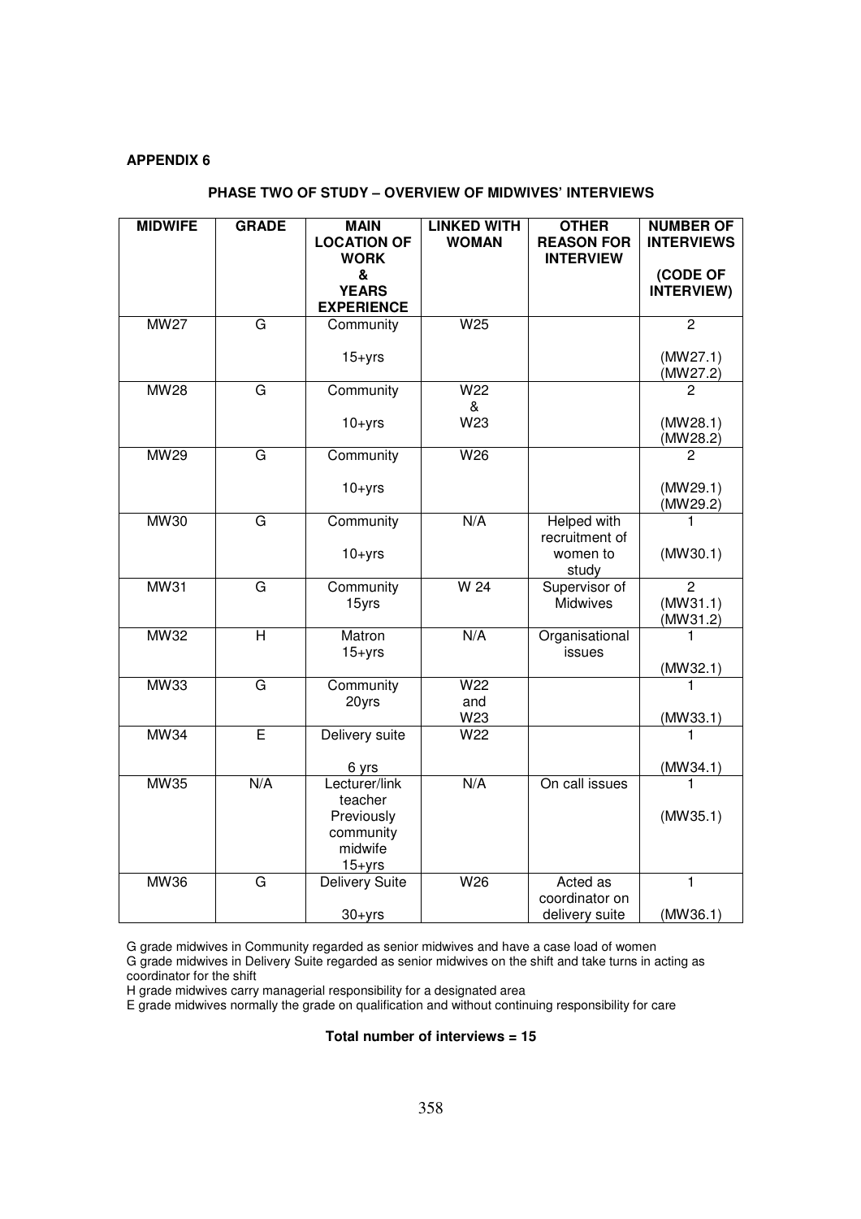**APPENDIX 6**

**PHASE TWO OF STUDY – OVERVIEW OF MIDWIVES' INTERVIEWS**

| MIDWIFE | GRADE | MAIN LOCATION OF WORK & YEARS EXPERIENCE | LINKED WITH WOMAN | OTHER REASON FOR INTERVIEW | NUMBER OF INTERVIEWS (CODE OF INTERVIEW) |
|---|---|---|---|---|---|
| MW27 | G | Community 15+yrs | W25 | | 2 (MW27.1) (MW27.2) |
| MW28 | G | Community 10+yrs | W22 & W23 | | 2 (MW28.1) (MW28.2) |
| MW29 | G | Community 10+yrs | W26 | | 2 (MW29.1) (MW29.2) |
| MW30 | G | Community 10+yrs | N/A | Helped with recruitment of women to study | 1 (MW30.1) |
| MW31 | G | Community 15yrs | W 24 | Supervisor of Midwives | 2 (MW31.1) (MW31.2) |
| MW32 | H | Matron 15+yrs | N/A | Organisational issues | 1 (MW32.1) |
| MW33 | G | Community 20yrs | W22 and W23 | | 1 (MW33.1) |
| MW34 | E | Delivery suite 6 yrs | W22 | | 1 (MW34.1) |
| MW35 | N/A | Lecturer/link teacher Previously community midwife 15+yrs | N/A | On call issues | 1 (MW35.1) |
| MW36 | G | Delivery Suite 30+yrs | W26 | Acted as coordinator on delivery suite | 1 (MW36.1) |

G grade midwives in Community regarded as senior midwives and have a case load of women
G grade midwives in Delivery Suite regarded as senior midwives on the shift and take turns in acting as coordinator for the shift
H grade midwives carry managerial responsibility for a designated area
E grade midwives normally the grade on qualification and without continuing responsibility for care

**Total number of interviews = 15**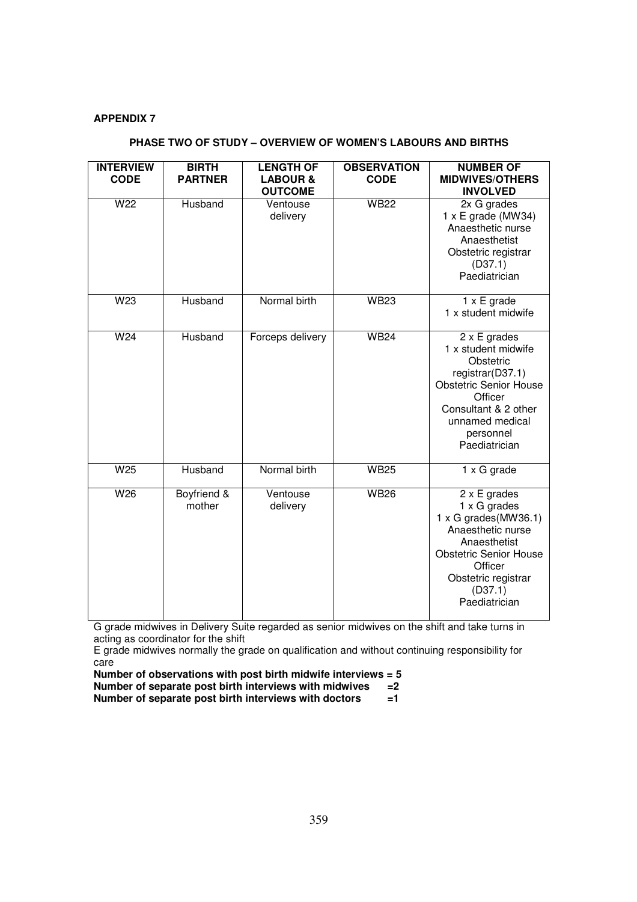**APPENDIX 7**

**PHASE TWO OF STUDY – OVERVIEW OF WOMEN'S LABOURS AND BIRTHS**

| INTERVIEW CODE | BIRTH PARTNER | LENGTH OF LABOUR & OUTCOME | OBSERVATION CODE | NUMBER OF MIDWIVES/OTHERS INVOLVED |
|---|---|---|---|---|
| W22 | Husband | Ventouse delivery | WB22 | 2x G grades<br>1 x E grade (MW34)<br>Anaesthetic nurse<br>Anaesthetist<br>Obstetric registrar (D37.1)<br>Paediatrician |
| W23 | Husband | Normal birth | WB23 | 1 x E grade<br>1 x student midwife |
| W24 | Husband | Forceps delivery | WB24 | 2 x E grades<br>1 x student midwife<br>Obstetric registrar(D37.1)<br>Obstetric Senior House Officer<br>Consultant & 2 other unnamed medical personnel<br>Paediatrician |
| W25 | Husband | Normal birth | WB25 | 1 x G grade |
| W26 | Boyfriend & mother | Ventouse delivery | WB26 | 2 x E grades<br>1 x G grades<br>1 x G grades(MW36.1)<br>Anaesthetic nurse<br>Anaesthetist<br>Obstetric Senior House Officer<br>Obstetric registrar (D37.1)<br>Paediatrician |

G grade midwives in Delivery Suite regarded as senior midwives on the shift and take turns in acting as coordinator for the shift

E grade midwives normally the grade on qualification and without continuing responsibility for care

**Number of observations with post birth midwife interviews = 5**
**Number of separate post birth interviews with midwives =2**
**Number of separate post birth interviews with doctors =1**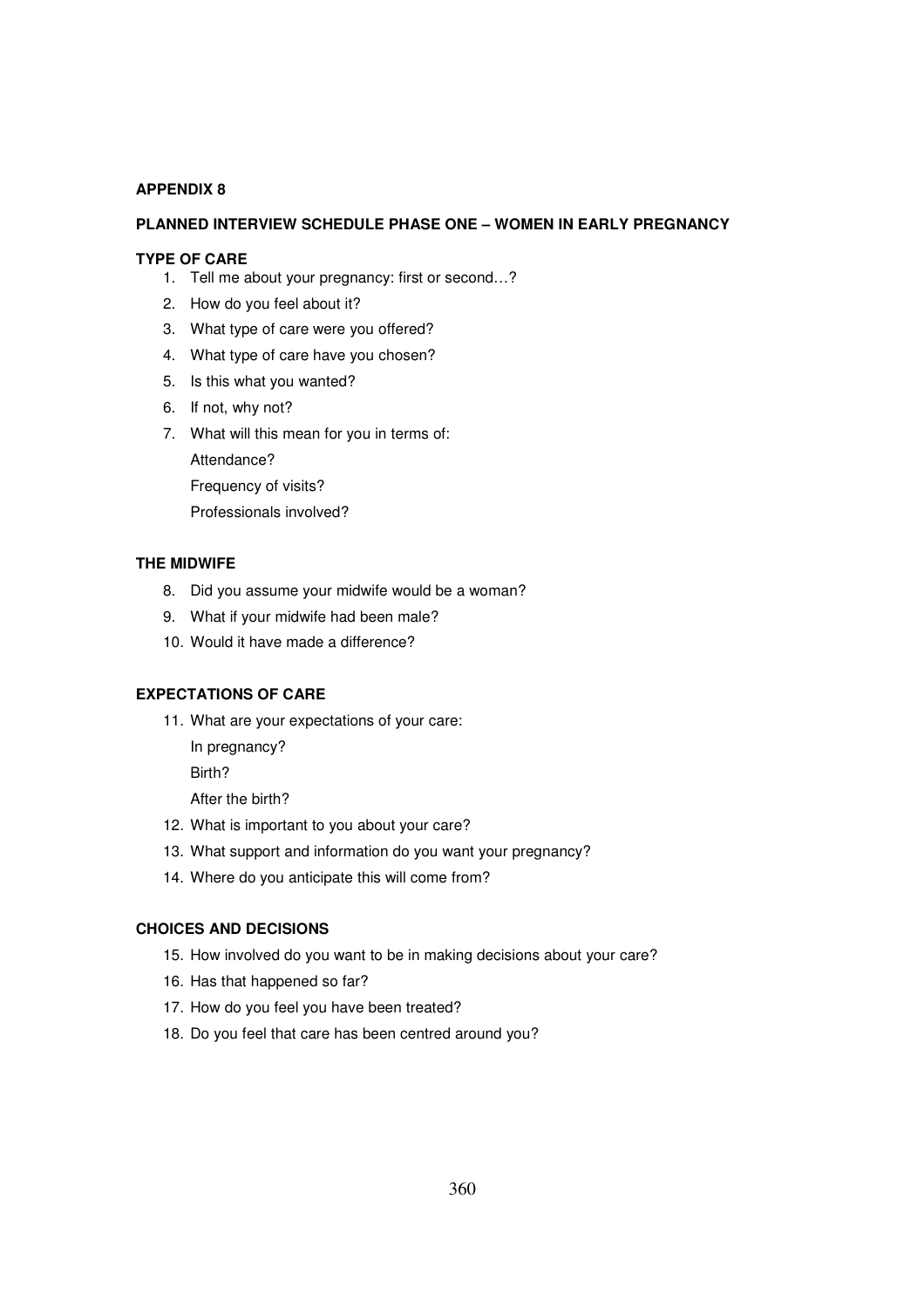## APPENDIX 8

### PLANNED INTERVIEW SCHEDULE PHASE ONE – WOMEN IN EARLY PREGNANCY

#### TYPE OF CARE

1. Tell me about your pregnancy: first or second…?
2. How do you feel about it?
3. What type of care were you offered?
4. What type of care have you chosen?
5. Is this what you wanted?
6. If not, why not?
7. What will this mean for you in terms of:
   Attendance?
   Frequency of visits?
   Professionals involved?

#### THE MIDWIFE

8. Did you assume your midwife would be a woman?
9. What if your midwife had been male?
10. Would it have made a difference?

#### EXPECTATIONS OF CARE

11. What are your expectations of your care:
    In pregnancy?
    Birth?
    After the birth?
12. What is important to you about your care?
13. What support and information do you want your pregnancy?
14. Where do you anticipate this will come from?

#### CHOICES AND DECISIONS

15. How involved do you want to be in making decisions about your care?
16. Has that happened so far?
17. How do you feel you have been treated?
18. Do you feel that care has been centred around you?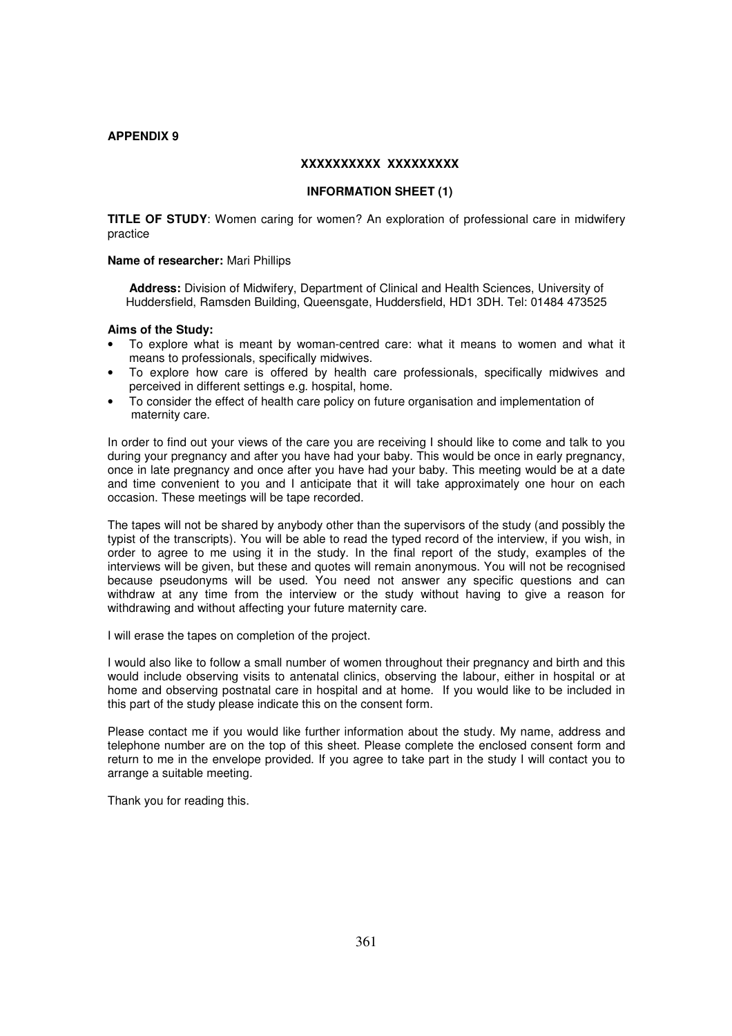**APPENDIX 9**

**XXXXXXXXXX XXXXXXXXX**

**INFORMATION SHEET (1)**

**TITLE OF STUDY**: Women caring for women? An exploration of professional care in midwifery practice

**Name of researcher:** Mari Phillips

**Address:** Division of Midwifery, Department of Clinical and Health Sciences, University of Huddersfield, Ramsden Building, Queensgate, Huddersfield, HD1 3DH. Tel: 01484 473525

**Aims of the Study:**

- To explore what is meant by woman-centred care: what it means to women and what it means to professionals, specifically midwives.
- To explore how care is offered by health care professionals, specifically midwives and perceived in different settings e.g. hospital, home.
- To consider the effect of health care policy on future organisation and implementation of maternity care.

In order to find out your views of the care you are receiving I should like to come and talk to you during your pregnancy and after you have had your baby. This would be once in early pregnancy, once in late pregnancy and once after you have had your baby. This meeting would be at a date and time convenient to you and I anticipate that it will take approximately one hour on each occasion. These meetings will be tape recorded.

The tapes will not be shared by anybody other than the supervisors of the study (and possibly the typist of the transcripts). You will be able to read the typed record of the interview, if you wish, in order to agree to me using it in the study. In the final report of the study, examples of the interviews will be given, but these and quotes will remain anonymous. You will not be recognised because pseudonyms will be used. You need not answer any specific questions and can withdraw at any time from the interview or the study without having to give a reason for withdrawing and without affecting your future maternity care.

I will erase the tapes on completion of the project.

I would also like to follow a small number of women throughout their pregnancy and birth and this would include observing visits to antenatal clinics, observing the labour, either in hospital or at home and observing postnatal care in hospital and at home. If you would like to be included in this part of the study please indicate this on the consent form.

Please contact me if you would like further information about the study. My name, address and telephone number are on the top of this sheet. Please complete the enclosed consent form and return to me in the envelope provided. If you agree to take part in the study I will contact you to arrange a suitable meeting.

Thank you for reading this.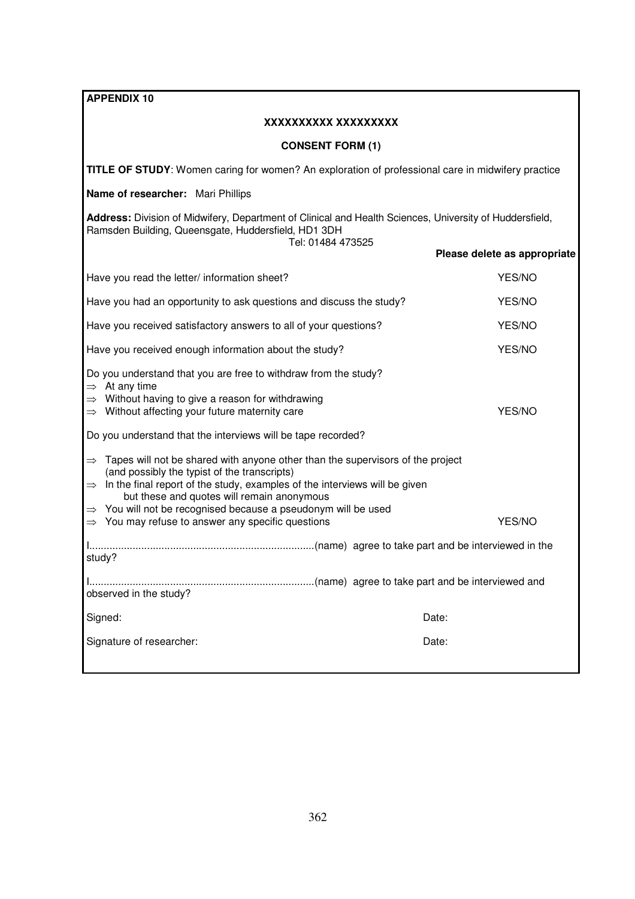**APPENDIX 10**

**XXXXXXXXXX XXXXXXXXX**

**CONSENT FORM (1)**

**TITLE OF STUDY**: Women caring for women? An exploration of professional care in midwifery practice

**Name of researcher:** Mari Phillips

**Address:** Division of Midwifery, Department of Clinical and Health Sciences, University of Huddersfield, Ramsden Building, Queensgate, Huddersfield, HD1 3DH
Tel: 01484 473525

| | **Please delete as appropriate** |
|---|---|
| Have you read the letter/ information sheet? | YES/NO |
| Have you had an opportunity to ask questions and discuss the study? | YES/NO |
| Have you received satisfactory answers to all of your questions? | YES/NO |
| Have you received enough information about the study? | YES/NO |
| Do you understand that you are free to withdraw from the study?<br>⇒ At any time<br>⇒ Without having to give a reason for withdrawing<br>⇒ Without affecting your future maternity care | YES/NO |
| Do you understand that the interviews will be tape recorded?<br>⇒ Tapes will not be shared with anyone other than the supervisors of the project (and possibly the typist of the transcripts)<br>⇒ In the final report of the study, examples of the interviews will be given but these and quotes will remain anonymous<br>⇒ You will not be recognised because a pseudonym will be used<br>⇒ You may refuse to answer any specific questions | YES/NO |

I.............................................................................(name) agree to take part and be interviewed in the study?

I.............................................................................(name) agree to take part and be interviewed and observed in the study?

Signed: Date:

Signature of researcher: Date: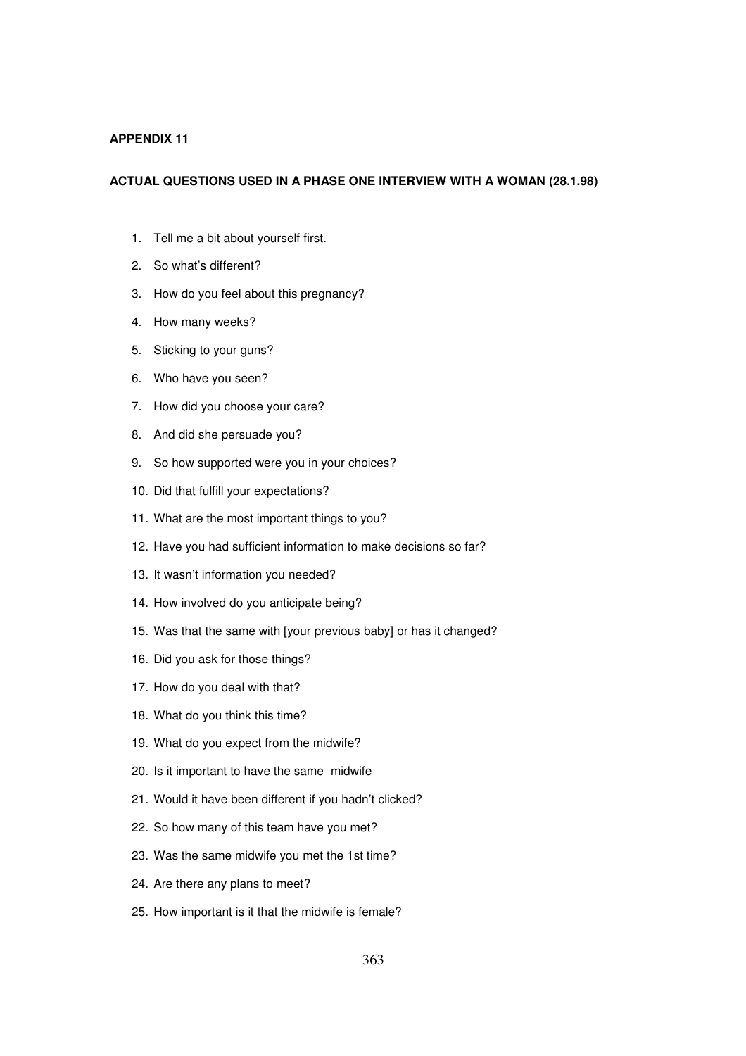**APPENDIX 11**

**ACTUAL QUESTIONS USED IN A PHASE ONE INTERVIEW WITH A WOMAN (28.1.98)**

1. Tell me a bit about yourself first.
2. So what's different?
3. How do you feel about this pregnancy?
4. How many weeks?
5. Sticking to your guns?
6. Who have you seen?
7. How did you choose your care?
8. And did she persuade you?
9. So how supported were you in your choices?
10. Did that fulfill your expectations?
11. What are the most important things to you?
12. Have you had sufficient information to make decisions so far?
13. It wasn't information you needed?
14. How involved do you anticipate being?
15. Was that the same with [your previous baby] or has it changed?
16. Did you ask for those things?
17. How do you deal with that?
18. What do you think this time?
19. What do you expect from the midwife?
20. Is it important to have the same midwife
21. Would it have been different if you hadn't clicked?
22. So how many of this team have you met?
23. Was the same midwife you met the 1st time?
24. Are there any plans to meet?
25. How important is it that the midwife is female?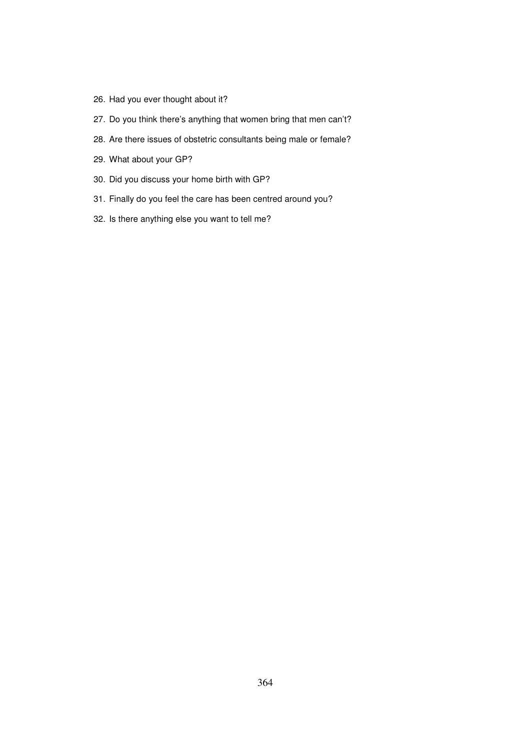26. Had you ever thought about it?
27. Do you think there's anything that women bring that men can't?
28. Are there issues of obstetric consultants being male or female?
29. What about your GP?
30. Did you discuss your home birth with GP?
31. Finally do you feel the care has been centred around you?
32. Is there anything else you want to tell me?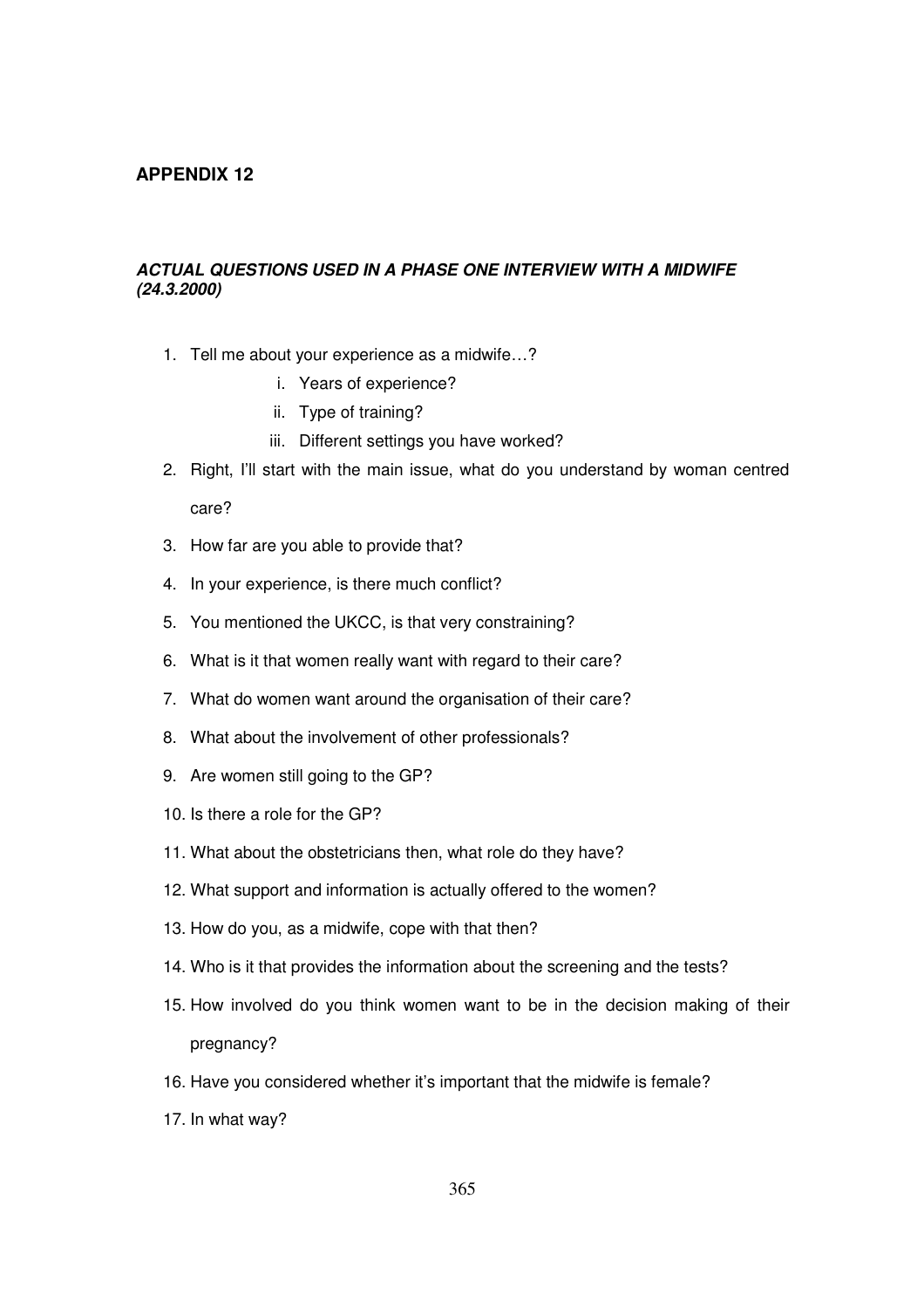## APPENDIX 12

***ACTUAL QUESTIONS USED IN A PHASE ONE INTERVIEW WITH A MIDWIFE (24.3.2000)***

1. Tell me about your experience as a midwife…?
   i. Years of experience?
   ii. Type of training?
   iii. Different settings you have worked?
2. Right, I'll start with the main issue, what do you understand by woman centred care?
3. How far are you able to provide that?
4. In your experience, is there much conflict?
5. You mentioned the UKCC, is that very constraining?
6. What is it that women really want with regard to their care?
7. What do women want around the organisation of their care?
8. What about the involvement of other professionals?
9. Are women still going to the GP?
10. Is there a role for the GP?
11. What about the obstetricians then, what role do they have?
12. What support and information is actually offered to the women?
13. How do you, as a midwife, cope with that then?
14. Who is it that provides the information about the screening and the tests?
15. How involved do you think women want to be in the decision making of their pregnancy?
16. Have you considered whether it's important that the midwife is female?
17. In what way?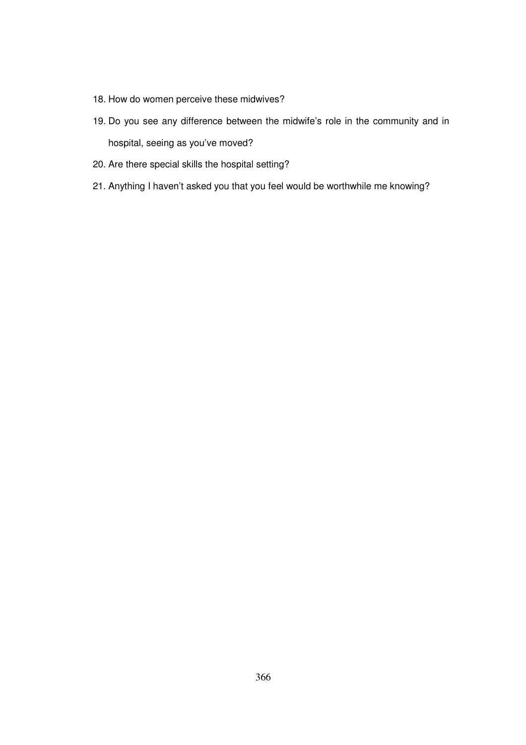18. How do women perceive these midwives?
19. Do you see any difference between the midwife's role in the community and in hospital, seeing as you've moved?
20. Are there special skills the hospital setting?
21. Anything I haven't asked you that you feel would be worthwhile me knowing?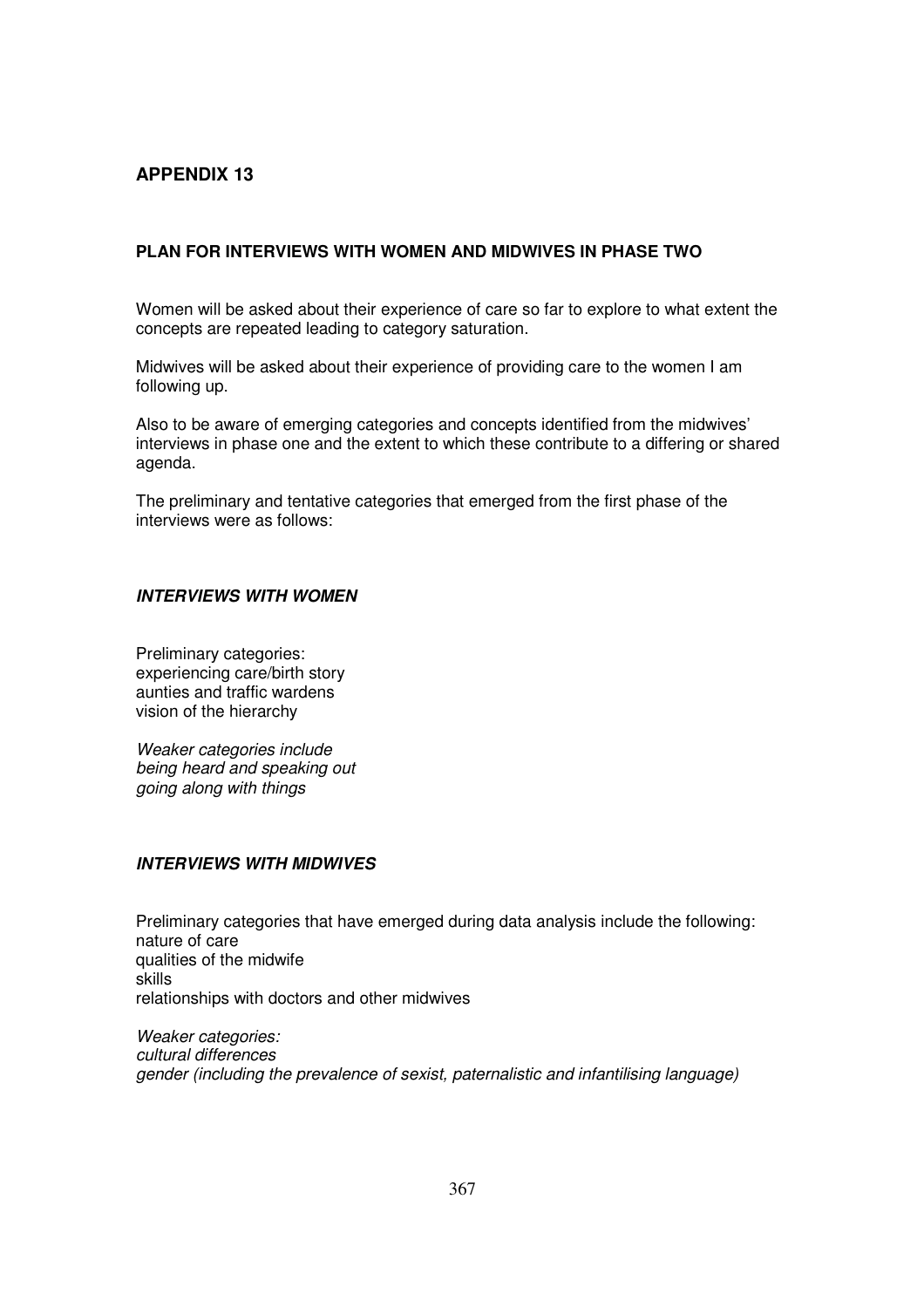## APPENDIX 13

### PLAN FOR INTERVIEWS WITH WOMEN AND MIDWIVES IN PHASE TWO

Women will be asked about their experience of care so far to explore to what extent the concepts are repeated leading to category saturation.

Midwives will be asked about their experience of providing care to the women I am following up.

Also to be aware of emerging categories and concepts identified from the midwives' interviews in phase one and the extent to which these contribute to a differing or shared agenda.

The preliminary and tentative categories that emerged from the first phase of the interviews were as follows:

#### *INTERVIEWS WITH WOMEN*

Preliminary categories:
experiencing care/birth story
aunties and traffic wardens
vision of the hierarchy

*Weaker categories include*
*being heard and speaking out*
*going along with things*

#### *INTERVIEWS WITH MIDWIVES*

Preliminary categories that have emerged during data analysis include the following:
nature of care
qualities of the midwife
skills
relationships with doctors and other midwives

*Weaker categories:*
*cultural differences*
*gender (including the prevalence of sexist, paternalistic and infantilising language)*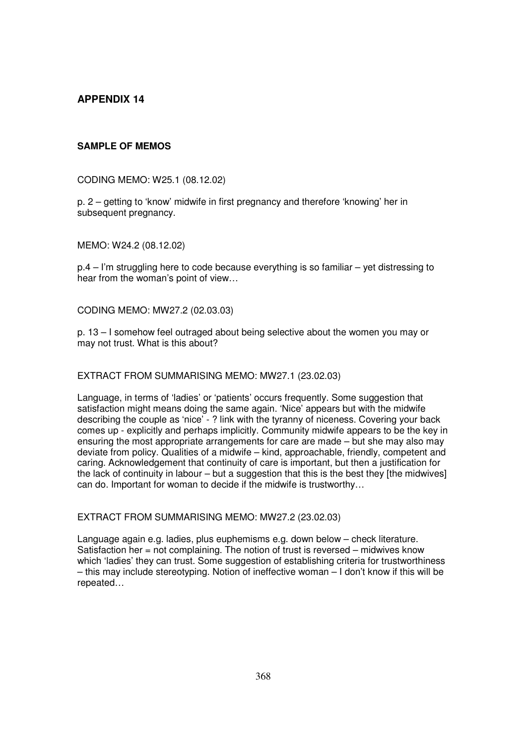## APPENDIX 14

### SAMPLE OF MEMOS

CODING MEMO: W25.1 (08.12.02)

p. 2 – getting to 'know' midwife in first pregnancy and therefore 'knowing' her in subsequent pregnancy.

MEMO: W24.2 (08.12.02)

p.4 – I'm struggling here to code because everything is so familiar – yet distressing to hear from the woman's point of view…

CODING MEMO: MW27.2 (02.03.03)

p. 13 – I somehow feel outraged about being selective about the women you may or may not trust. What is this about?

EXTRACT FROM SUMMARISING MEMO: MW27.1 (23.02.03)

Language, in terms of 'ladies' or 'patients' occurs frequently. Some suggestion that satisfaction might means doing the same again. 'Nice' appears but with the midwife describing the couple as 'nice' - ? link with the tyranny of niceness. Covering your back comes up - explicitly and perhaps implicitly. Community midwife appears to be the key in ensuring the most appropriate arrangements for care are made – but she may also may deviate from policy. Qualities of a midwife – kind, approachable, friendly, competent and caring. Acknowledgement that continuity of care is important, but then a justification for the lack of continuity in labour – but a suggestion that this is the best they [the midwives] can do. Important for woman to decide if the midwife is trustworthy…

EXTRACT FROM SUMMARISING MEMO: MW27.2 (23.02.03)

Language again e.g. ladies, plus euphemisms e.g. down below – check literature. Satisfaction her = not complaining. The notion of trust is reversed – midwives know which 'ladies' they can trust. Some suggestion of establishing criteria for trustworthiness – this may include stereotyping. Notion of ineffective woman – I don't know if this will be repeated…